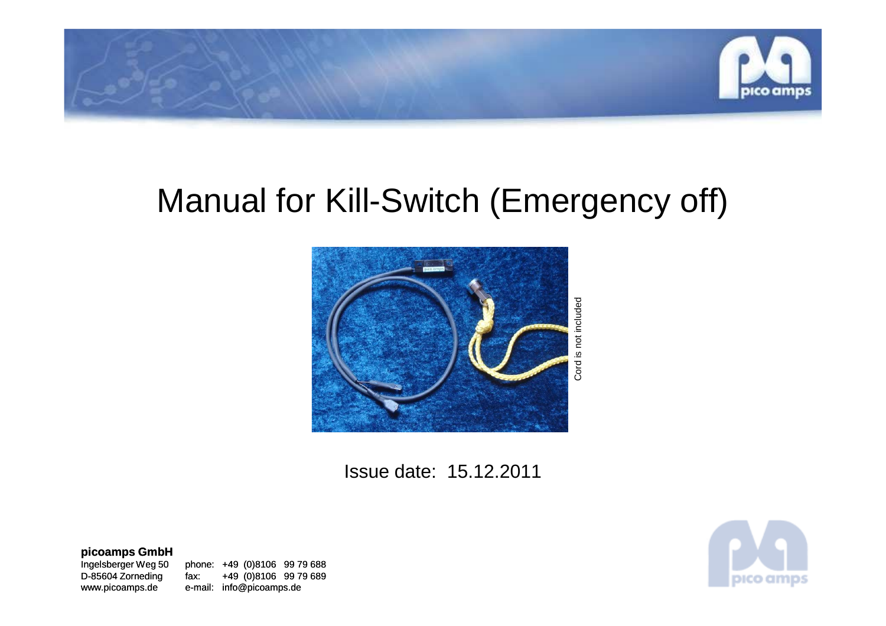# Manual for Kill-Switch (Emergency off)

Cord is not included

Issue date: 15.12.2011

**picoamps GmbH**

Ingelsberger Weg 50
D-85604 Zorneding
www.picoamps.de

phone: +49 (0)8106 99 79 688
fax: +49 (0)8106 99 79 689
e-mail: info@picoamps.de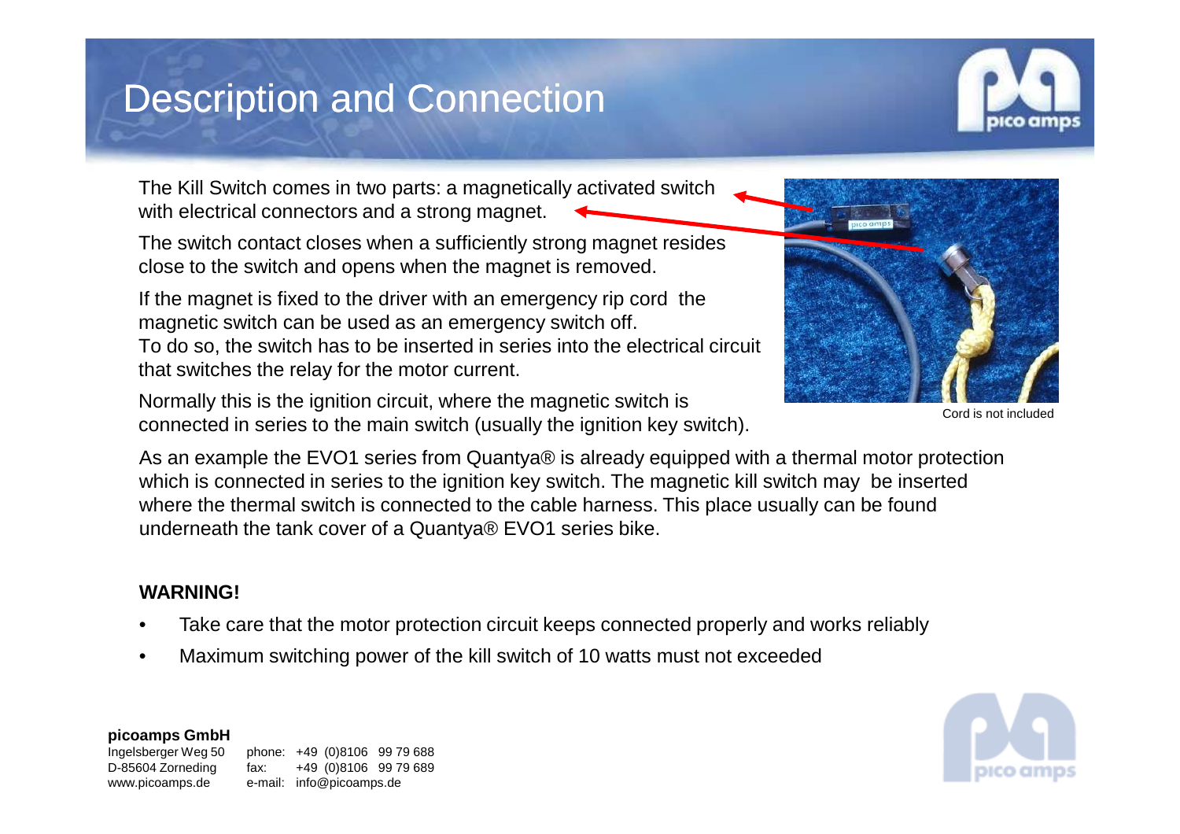# Description and Connection

The Kill Switch comes in two parts: a magnetically activated switch with electrical connectors and a strong magnet.

The switch contact closes when a sufficiently strong magnet resides close to the switch and opens when the magnet is removed.

If the magnet is fixed to the driver with an emergency rip cord the magnetic switch can be used as an emergency switch off.
To do so, the switch has to be inserted in series into the electrical circuit that switches the relay for the motor current.

Normally this is the ignition circuit, where the magnetic switch is connected in series to the main switch (usually the ignition key switch).

Cord is not included

As an example the EVO1 series from Quantya® is already equipped with a thermal motor protection which is connected in series to the ignition key switch. The magnetic kill switch may be inserted where the thermal switch is connected to the cable harness. This place usually can be found underneath the tank cover of a Quantya® EVO1 series bike.

**WARNING!**

- Take care that the motor protection circuit keeps connected properly and works reliably
- Maximum switching power of the kill switch of 10 watts must not exceeded

**picoamps GmbH**
Ingelsberger Weg 50
D-85604 Zorneding
www.picoamps.de

phone: +49 (0)8106 99 79 688
fax: +49 (0)8106 99 79 689
e-mail: info@picoamps.de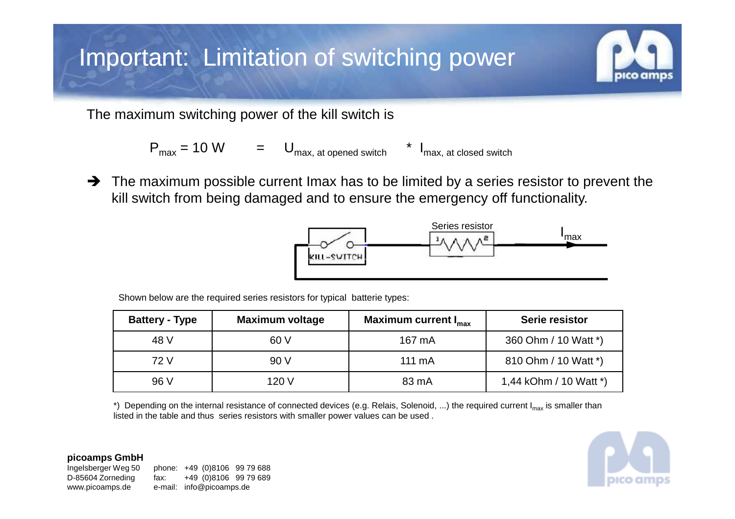# Important: Limitation of switching power

The maximum switching power of the kill switch is

$$P_{max} = 10\text{ W} \quad = \quad U_{max,\ at\ opened\ switch} \quad * \ I_{max,\ at\ closed\ switch}$$

➔ The maximum possible current Imax has to be limited by a series resistor to prevent the kill switch from being damaged and to ensure the emergency off functionality.

Series resistor

$I_{max}$

KILL-SWITCH

Shown below are the required series resistors for typical batterie types:

| Battery - Type | Maximum voltage | Maximum current $I_{max}$ | Serie resistor |
|---|---|---|---|
| 48 V | 60 V | 167 mA | 360 Ohm / 10 Watt *) |
| 72 V | 90 V | 111 mA | 810 Ohm / 10 Watt *) |
| 96 V | 120 V | 83 mA | 1,44 kOhm / 10 Watt *) |

*) Depending on the internal resistance of connected devices (e.g. Relais, Solenoid, ...) the required current $I_{max}$ is smaller than listed in the table and thus series resistors with smaller power values can be used .

**picoamps GmbH**
Ingelsberger Weg 50
D-85604 Zorneding
www.picoamps.de

phone: +49 (0)8106 99 79 688
fax: +49 (0)8106 99 79 689
e-mail: info@picoamps.de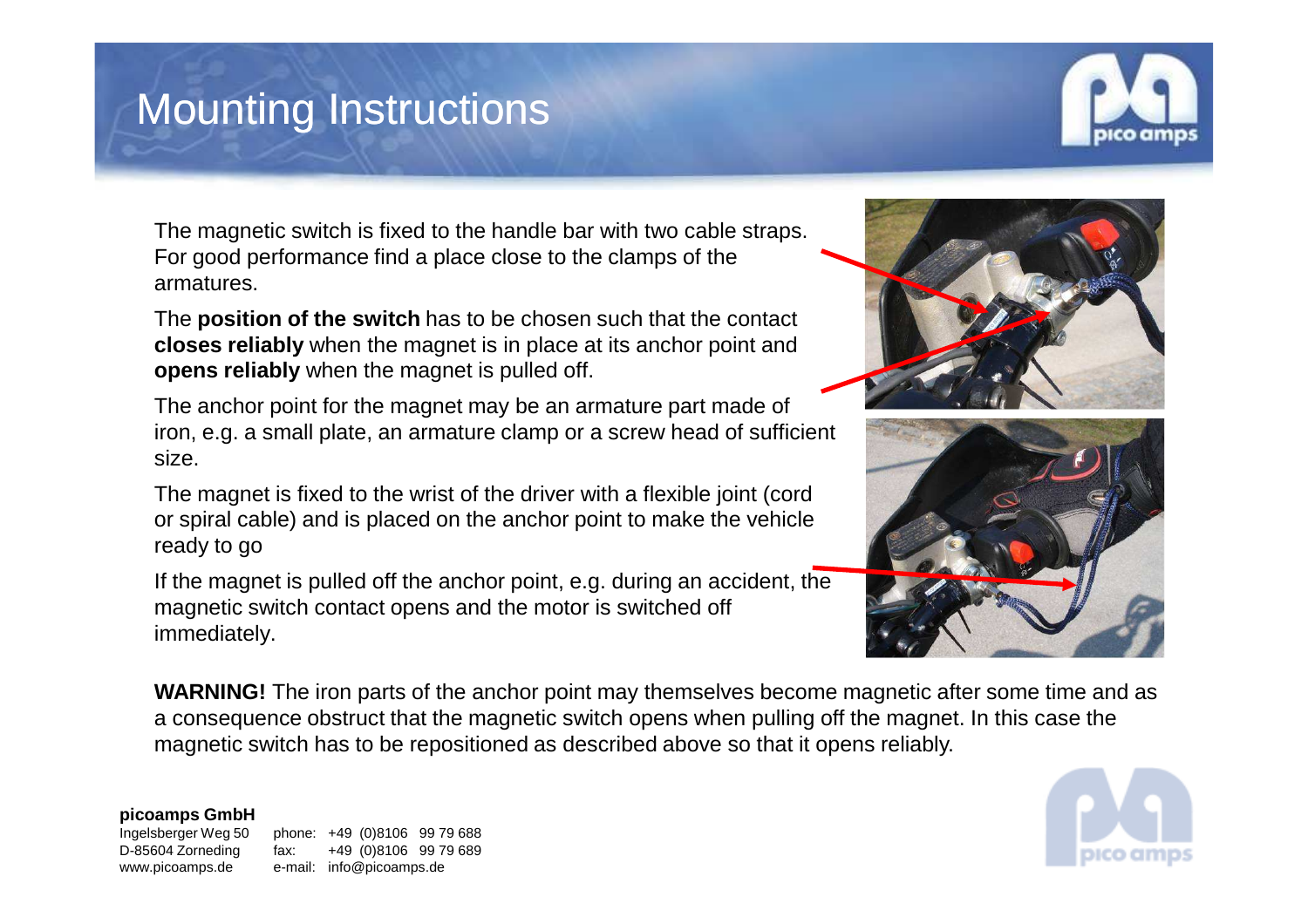# Mounting Instructions

The magnetic switch is fixed to the handle bar with two cable straps. For good performance find a place close to the clamps of the armatures.

The **position of the switch** has to be chosen such that the contact **closes reliably** when the magnet is in place at its anchor point and **opens reliably** when the magnet is pulled off.

The anchor point for the magnet may be an armature part made of iron, e.g. a small plate, an armature clamp or a screw head of sufficient size.

The magnet is fixed to the wrist of the driver with a flexible joint (cord or spiral cable) and is placed on the anchor point to make the vehicle ready to go

If the magnet is pulled off the anchor point, e.g. during an accident, the magnetic switch contact opens and the motor is switched off immediately.

**WARNING!** The iron parts of the anchor point may themselves become magnetic after some time and as a consequence obstruct that the magnetic switch opens when pulling off the magnet. In this case the magnetic switch has to be repositioned as described above so that it opens reliably.

**picoamps GmbH**
Ingelsberger Weg 50
D-85604 Zorneding
www.picoamps.de

phone: +49 (0)8106 99 79 688
fax: +49 (0)8106 99 79 689
e-mail: info@picoamps.de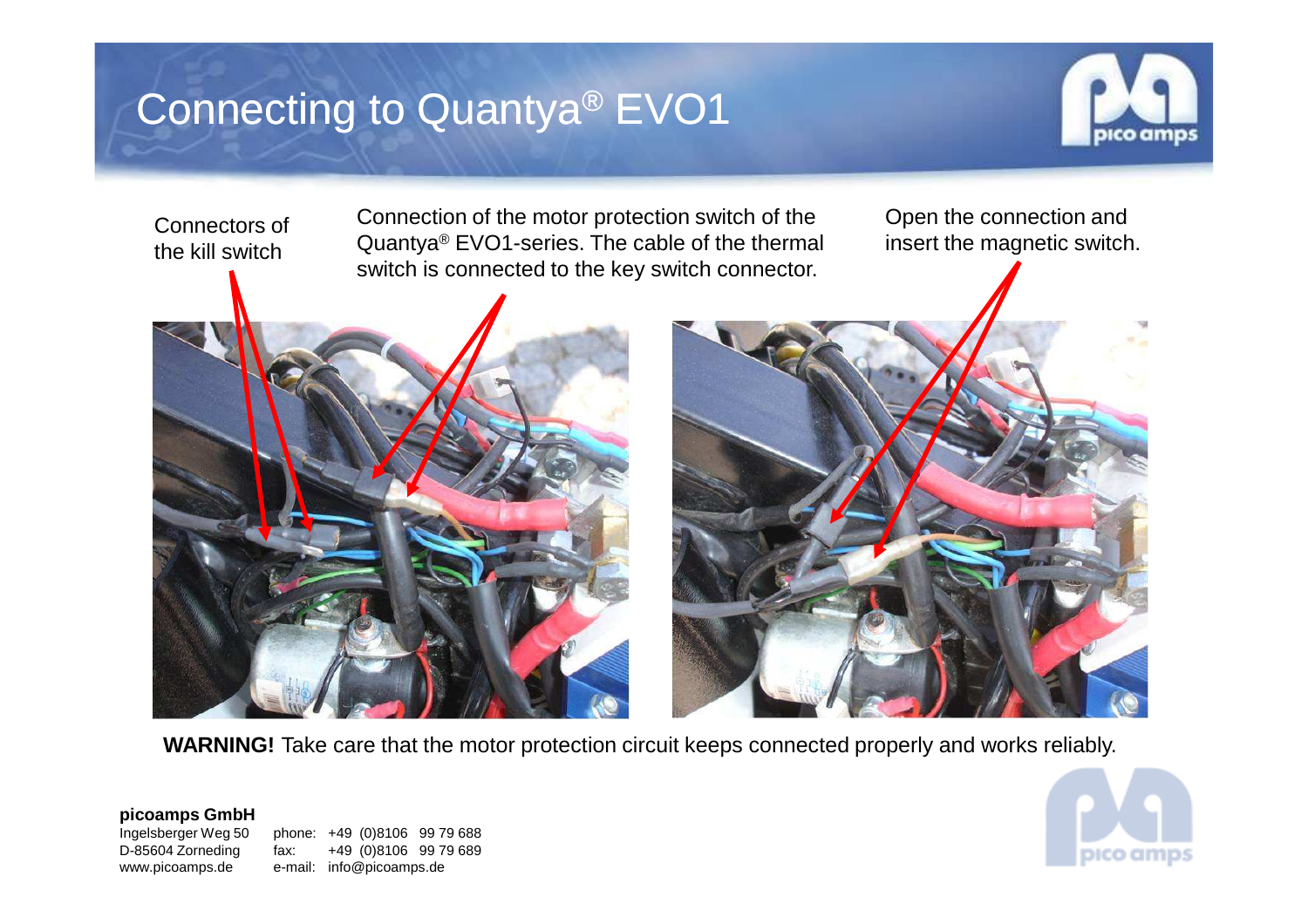# Connecting to Quantya® EVO1

Connectors of the kill switch

Connection of the motor protection switch of the Quantya® EVO1-series. The cable of the thermal switch is connected to the key switch connector.

Open the connection and insert the magnetic switch.

**WARNING!** Take care that the motor protection circuit keeps connected properly and works reliably.

**picoamps GmbH**
Ingelsberger Weg 50
D-85604 Zorneding
www.picoamps.de

phone: +49 (0)8106 99 79 688
fax: +49 (0)8106 99 79 689
e-mail: info@picoamps.de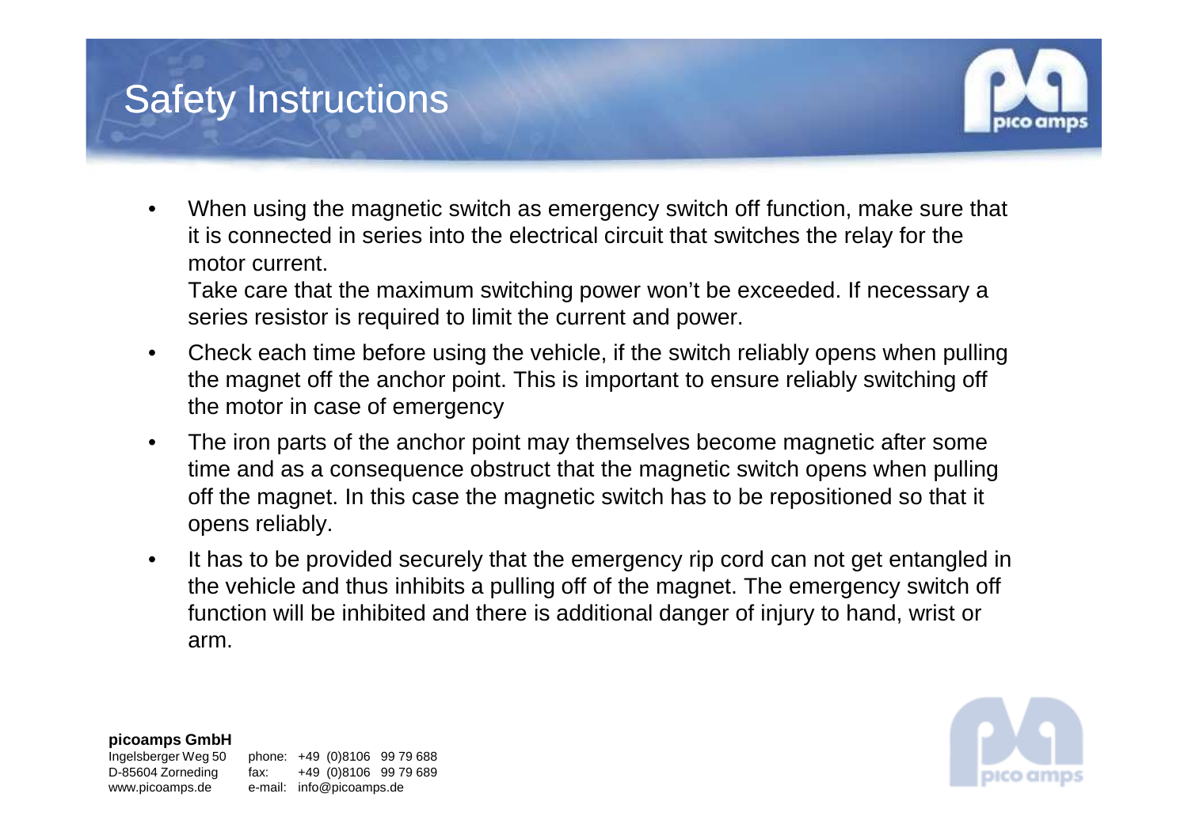# Safety Instructions

- When using the magnetic switch as emergency switch off function, make sure that it is connected in series into the electrical circuit that switches the relay for the motor current.
  Take care that the maximum switching power won't be exceeded. If necessary a series resistor is required to limit the current and power.
- Check each time before using the vehicle, if the switch reliably opens when pulling the magnet off the anchor point. This is important to ensure reliably switching off the motor in case of emergency
- The iron parts of the anchor point may themselves become magnetic after some time and as a consequence obstruct that the magnetic switch opens when pulling off the magnet. In this case the magnetic switch has to be repositioned so that it opens reliably.
- It has to be provided securely that the emergency rip cord can not get entangled in the vehicle and thus inhibits a pulling off of the magnet. The emergency switch off function will be inhibited and there is additional danger of injury to hand, wrist or arm.

**picoamps GmbH**
Ingelsberger Weg 50
D-85604 Zorneding
www.picoamps.de

phone: +49 (0)8106 99 79 688
fax: +49 (0)8106 99 79 689
e-mail: info@picoamps.de